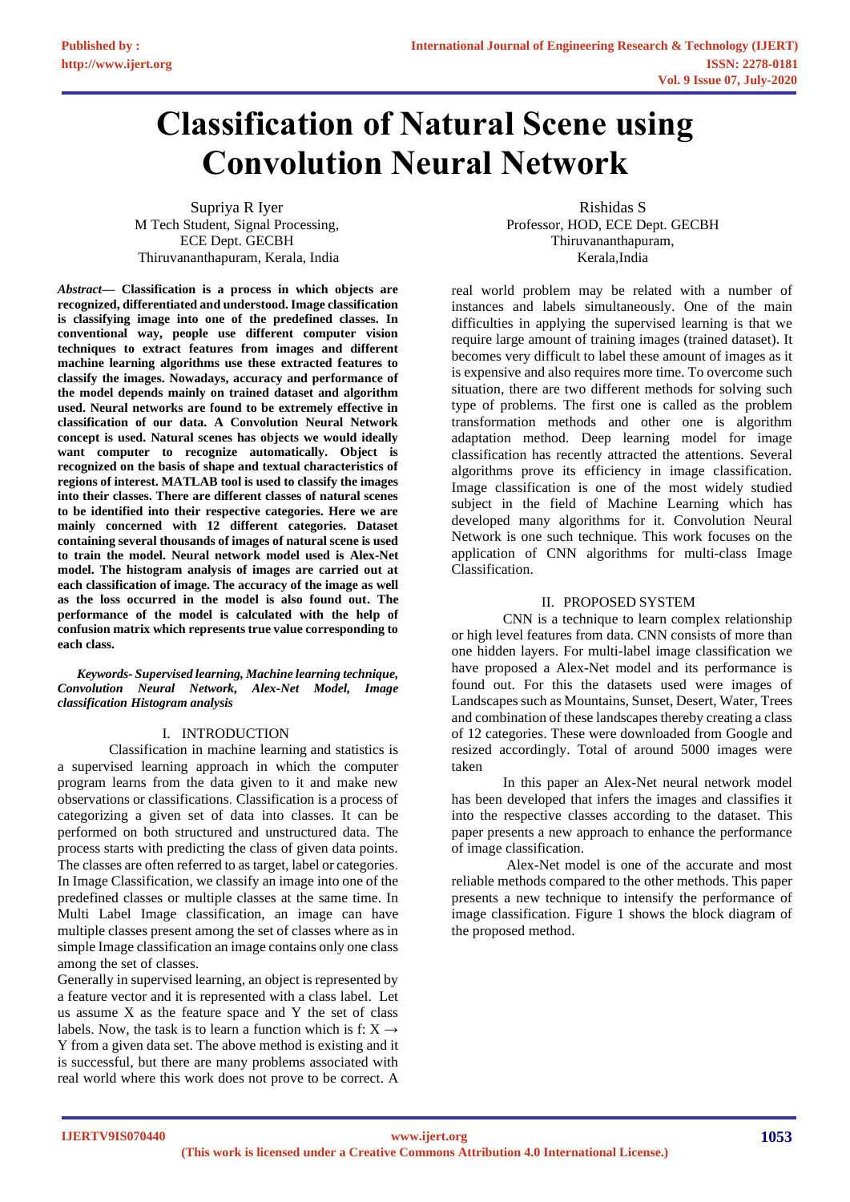# Classification of Natural Scene using Convolution Neural Network

Supriya R Iyer
M Tech Student, Signal Processing,
ECE Dept. GECBH
Thiruvananthapuram, Kerala, India

Rishidas S
Professor, HOD, ECE Dept. GECBH
Thiruvananthapuram,
Kerala,India

***Abstract*— Classification is a process in which objects are recognized, differentiated and understood. Image classification is classifying image into one of the predefined classes. In conventional way, people use different computer vision techniques to extract features from images and different machine learning algorithms use these extracted features to classify the images. Nowadays, accuracy and performance of the model depends mainly on trained dataset and algorithm used. Neural networks are found to be extremely effective in classification of our data. A Convolution Neural Network concept is used. Natural scenes has objects we would ideally want computer to recognize automatically. Object is recognized on the basis of shape and textual characteristics of regions of interest. MATLAB tool is used to classify the images into their classes. There are different classes of natural scenes to be identified into their respective categories. Here we are mainly concerned with 12 different categories. Dataset containing several thousands of images of natural scene is used to train the model. Neural network model used is Alex-Net model. The histogram analysis of images are carried out at each classification of image. The accuracy of the image as well as the loss occurred in the model is also found out. The performance of the model is calculated with the help of confusion matrix which represents true value corresponding to each class.**

***Keywords- Supervised learning, Machine learning technique, Convolution Neural Network, Alex-Net Model, Image classification Histogram analysis***

## I. INTRODUCTION

Classification in machine learning and statistics is a supervised learning approach in which the computer program learns from the data given to it and make new observations or classifications. Classification is a process of categorizing a given set of data into classes. It can be performed on both structured and unstructured data. The process starts with predicting the class of given data points. The classes are often referred to as target, label or categories. In Image Classification, we classify an image into one of the predefined classes or multiple classes at the same time. In Multi Label Image classification, an image can have multiple classes present among the set of classes where as in simple Image classification an image contains only one class among the set of classes.

Generally in supervised learning, an object is represented by a feature vector and it is represented with a class label. Let us assume X as the feature space and Y the set of class labels. Now, the task is to learn a function which is f: $X \rightarrow Y$ from a given data set. The above method is existing and it is successful, but there are many problems associated with real world where this work does not prove to be correct. A real world problem may be related with a number of instances and labels simultaneously. One of the main difficulties in applying the supervised learning is that we require large amount of training images (trained dataset). It becomes very difficult to label these amount of images as it is expensive and also requires more time. To overcome such situation, there are two different methods for solving such type of problems. The first one is called as the problem transformation methods and other one is algorithm adaptation method. Deep learning model for image classification has recently attracted the attentions. Several algorithms prove its efficiency in image classification. Image classification is one of the most widely studied subject in the field of Machine Learning which has developed many algorithms for it. Convolution Neural Network is one such technique. This work focuses on the application of CNN algorithms for multi-class Image Classification.

## II. PROPOSED SYSTEM

CNN is a technique to learn complex relationship or high level features from data. CNN consists of more than one hidden layers. For multi-label image classification we have proposed a Alex-Net model and its performance is found out. For this the datasets used were images of Landscapes such as Mountains, Sunset, Desert, Water, Trees and combination of these landscapes thereby creating a class of 12 categories. These were downloaded from Google and resized accordingly. Total of around 5000 images were taken

In this paper an Alex-Net neural network model has been developed that infers the images and classifies it into the respective classes according to the dataset. This paper presents a new approach to enhance the performance of image classification.

Alex-Net model is one of the accurate and most reliable methods compared to the other methods. This paper presents a new technique to intensify the performance of image classification. Figure 1 shows the block diagram of the proposed method.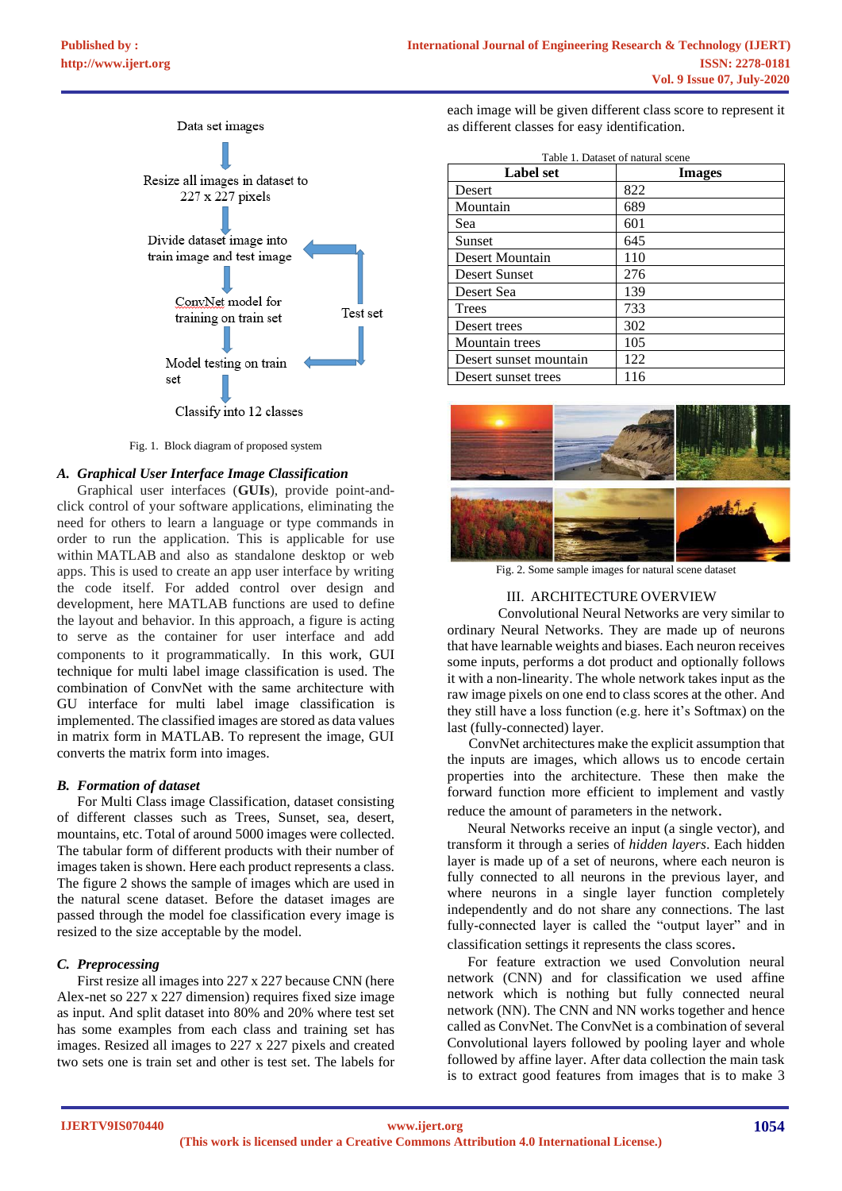Data set images

Resize all images in dataset to 227 x 227 pixels

Divide dataset image into train image and test image

ConvNet model for training on train set

Test set

Model testing on train set

Classify into 12 classes

Fig. 1. Block diagram of proposed system

### A. *Graphical User Interface Image Classification*

Graphical user interfaces (**GUIs**), provide point-and-click control of your software applications, eliminating the need for others to learn a language or type commands in order to run the application. This is applicable for use within MATLAB and also as standalone desktop or web apps. This is used to create an app user interface by writing the code itself. For added control over design and development, here MATLAB functions are used to define the layout and behavior. In this approach, a figure is acting to serve as the container for user interface and add components to it programmatically. In this work, GUI technique for multi label image classification is used. The combination of ConvNet with the same architecture with GU interface for multi label image classification is implemented. The classified images are stored as data values in matrix form in MATLAB. To represent the image, GUI converts the matrix form into images.

### B. *Formation of dataset*

For Multi Class image Classification, dataset consisting of different classes such as Trees, Sunset, sea, desert, mountains, etc. Total of around 5000 images were collected. The tabular form of different products with their number of images taken is shown. Here each product represents a class. The figure 2 shows the sample of images which are used in the natural scene dataset. Before the dataset images are passed through the model foe classification every image is resized to the size acceptable by the model.

### C. *Preprocessing*

First resize all images into 227 x 227 because CNN (here Alex-net so 227 x 227 dimension) requires fixed size image as input. And split dataset into 80% and 20% where test set has some examples from each class and training set has images. Resized all images to 227 x 227 pixels and created two sets one is train set and other is test set. The labels for each image will be given different class score to represent it as different classes for easy identification.

Table 1. Dataset of natural scene

| Label set | Images |
|---|---|
| Desert | 822 |
| Mountain | 689 |
| Sea | 601 |
| Sunset | 645 |
| Desert Mountain | 110 |
| Desert Sunset | 276 |
| Desert Sea | 139 |
| Trees | 733 |
| Desert trees | 302 |
| Mountain trees | 105 |
| Desert sunset mountain | 122 |
| Desert sunset trees | 116 |

Fig. 2. Some sample images for natural scene dataset

## III. ARCHITECTURE OVERVIEW

Convolutional Neural Networks are very similar to ordinary Neural Networks. They are made up of neurons that have learnable weights and biases. Each neuron receives some inputs, performs a dot product and optionally follows it with a non-linearity. The whole network takes input as the raw image pixels on one end to class scores at the other. And they still have a loss function (e.g. here it's Softmax) on the last (fully-connected) layer.

ConvNet architectures make the explicit assumption that the inputs are images, which allows us to encode certain properties into the architecture. These then make the forward function more efficient to implement and vastly reduce the amount of parameters in the network.

Neural Networks receive an input (a single vector), and transform it through a series of *hidden layers*. Each hidden layer is made up of a set of neurons, where each neuron is fully connected to all neurons in the previous layer, and where neurons in a single layer function completely independently and do not share any connections. The last fully-connected layer is called the "output layer" and in classification settings it represents the class scores.

For feature extraction we used Convolution neural network (CNN) and for classification we used affine network which is nothing but fully connected neural network (NN). The CNN and NN works together and hence called as ConvNet. The ConvNet is a combination of several Convolutional layers followed by pooling layer and whole followed by affine layer. After data collection the main task is to extract good features from images that is to make 3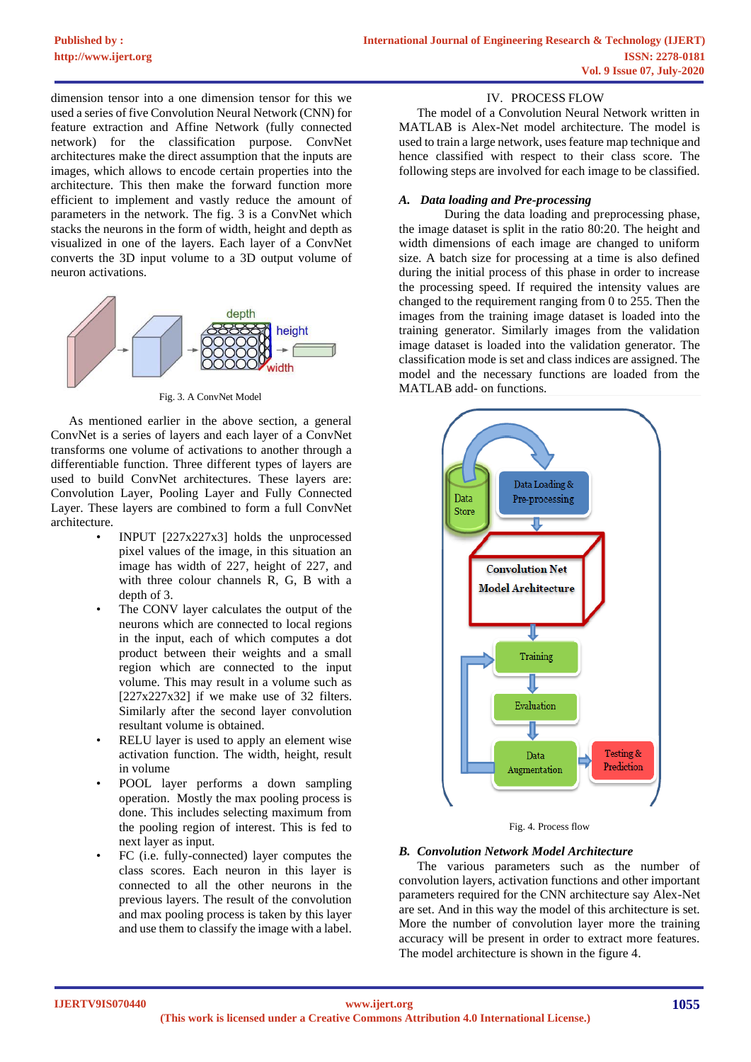dimension tensor into a one dimension tensor for this we used a series of five Convolution Neural Network (CNN) for feature extraction and Affine Network (fully connected network) for the classification purpose. ConvNet architectures make the direct assumption that the inputs are images, which allows to encode certain properties into the architecture. This then make the forward function more efficient to implement and vastly reduce the amount of parameters in the network. The fig. 3 is a ConvNet which stacks the neurons in the form of width, height and depth as visualized in one of the layers. Each layer of a ConvNet converts the 3D input volume to a 3D output volume of neuron activations.

Fig. 3. A ConvNet Model

As mentioned earlier in the above section, a general ConvNet is a series of layers and each layer of a ConvNet transforms one volume of activations to another through a differentiable function. Three different types of layers are used to build ConvNet architectures. These layers are: Convolution Layer, Pooling Layer and Fully Connected Layer. These layers are combined to form a full ConvNet architecture.

- INPUT [227x227x3] holds the unprocessed pixel values of the image, in this situation an image has width of 227, height of 227, and with three colour channels R, G, B with a depth of 3.
- The CONV layer calculates the output of the neurons which are connected to local regions in the input, each of which computes a dot product between their weights and a small region which are connected to the input volume. This may result in a volume such as [227x227x32] if we make use of 32 filters. Similarly after the second layer convolution resultant volume is obtained.
- RELU layer is used to apply an element wise activation function. The width, height, result in volume
- POOL layer performs a down sampling operation. Mostly the max pooling process is done. This includes selecting maximum from the pooling region of interest. This is fed to next layer as input.
- FC (i.e. fully-connected) layer computes the class scores. Each neuron in this layer is connected to all the other neurons in the previous layers. The result of the convolution and max pooling process is taken by this layer and use them to classify the image with a label.

## IV. PROCESS FLOW

The model of a Convolution Neural Network written in MATLAB is Alex-Net model architecture. The model is used to train a large network, uses feature map technique and hence classified with respect to their class score. The following steps are involved for each image to be classified.

### *A. Data loading and Pre-processing*

During the data loading and preprocessing phase, the image dataset is split in the ratio 80:20. The height and width dimensions of each image are changed to uniform size. A batch size for processing at a time is also defined during the initial process of this phase in order to increase the processing speed. If required the intensity values are changed to the requirement ranging from 0 to 255. Then the images from the training image dataset is loaded into the training generator. Similarly images from the validation image dataset is loaded into the validation generator. The classification mode is set and class indices are assigned. The model and the necessary functions are loaded from the MATLAB add- on functions.

Fig. 4. Process flow

### *B. Convolution Network Model Architecture*

The various parameters such as the number of convolution layers, activation functions and other important parameters required for the CNN architecture say Alex-Net are set. And in this way the model of this architecture is set. More the number of convolution layer more the training accuracy will be present in order to extract more features. The model architecture is shown in the figure 4.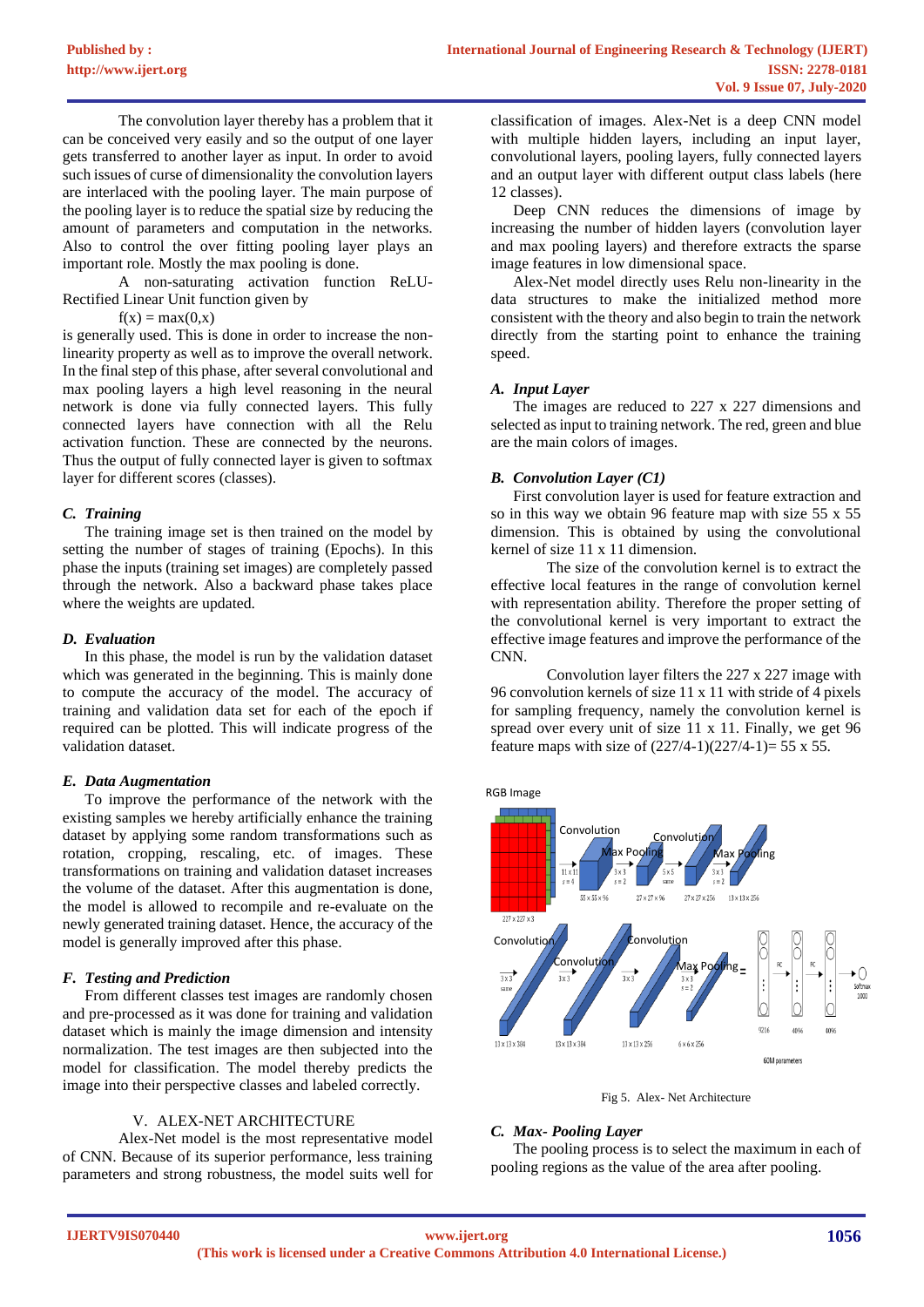The convolution layer thereby has a problem that it can be conceived very easily and so the output of one layer gets transferred to another layer as input. In order to avoid such issues of curse of dimensionality the convolution layers are interlaced with the pooling layer. The main purpose of the pooling layer is to reduce the spatial size by reducing the amount of parameters and computation in the networks. Also to control the over fitting pooling layer plays an important role. Mostly the max pooling is done.

A non-saturating activation function ReLU-Rectified Linear Unit function given by

$$f(x) = \max(0,x)$$

is generally used. This is done in order to increase the non-linearity property as well as to improve the overall network. In the final step of this phase, after several convolutional and max pooling layers a high level reasoning in the neural network is done via fully connected layers. This fully connected layers have connection with all the Relu activation function. These are connected by the neurons. Thus the output of fully connected layer is given to softmax layer for different scores (classes).

### C. Training

The training image set is then trained on the model by setting the number of stages of training (Epochs). In this phase the inputs (training set images) are completely passed through the network. Also a backward phase takes place where the weights are updated.

### D. Evaluation

In this phase, the model is run by the validation dataset which was generated in the beginning. This is mainly done to compute the accuracy of the model. The accuracy of training and validation data set for each of the epoch if required can be plotted. This will indicate progress of the validation dataset.

### E. Data Augmentation

To improve the performance of the network with the existing samples we hereby artificially enhance the training dataset by applying some random transformations such as rotation, cropping, rescaling, etc. of images. These transformations on training and validation dataset increases the volume of the dataset. After this augmentation is done, the model is allowed to recompile and re-evaluate on the newly generated training dataset. Hence, the accuracy of the model is generally improved after this phase.

### F. Testing and Prediction

From different classes test images are randomly chosen and pre-processed as it was done for training and validation dataset which is mainly the image dimension and intensity normalization. The test images are then subjected into the model for classification. The model thereby predicts the image into their perspective classes and labeled correctly.

## V. ALEX-NET ARCHITECTURE

Alex-Net model is the most representative model of CNN. Because of its superior performance, less training parameters and strong robustness, the model suits well for classification of images. Alex-Net is a deep CNN model with multiple hidden layers, including an input layer, convolutional layers, pooling layers, fully connected layers and an output layer with different output class labels (here 12 classes).

Deep CNN reduces the dimensions of image by increasing the number of hidden layers (convolution layer and max pooling layers) and therefore extracts the sparse image features in low dimensional space.

Alex-Net model directly uses Relu non-linearity in the data structures to make the initialized method more consistent with the theory and also begin to train the network directly from the starting point to enhance the training speed.

### A. Input Layer

The images are reduced to 227 x 227 dimensions and selected as input to training network. The red, green and blue are the main colors of images.

### B. Convolution Layer (C1)

First convolution layer is used for feature extraction and so in this way we obtain 96 feature map with size 55 x 55 dimension. This is obtained by using the convolutional kernel of size 11 x 11 dimension.

The size of the convolution kernel is to extract the effective local features in the range of convolution kernel with representation ability. Therefore the proper setting of the convolutional kernel is very important to extract the effective image features and improve the performance of the CNN.

Convolution layer filters the 227 x 227 image with 96 convolution kernels of size 11 x 11 with stride of 4 pixels for sampling frequency, namely the convolution kernel is spread over every unit of size 11 x 11. Finally, we get 96 feature maps with size of (227/4-1)(227/4-1)= 55 x 55.

Fig 5. Alex- Net Architecture

### C. Max- Pooling Layer

The pooling process is to select the maximum in each of pooling regions as the value of the area after pooling.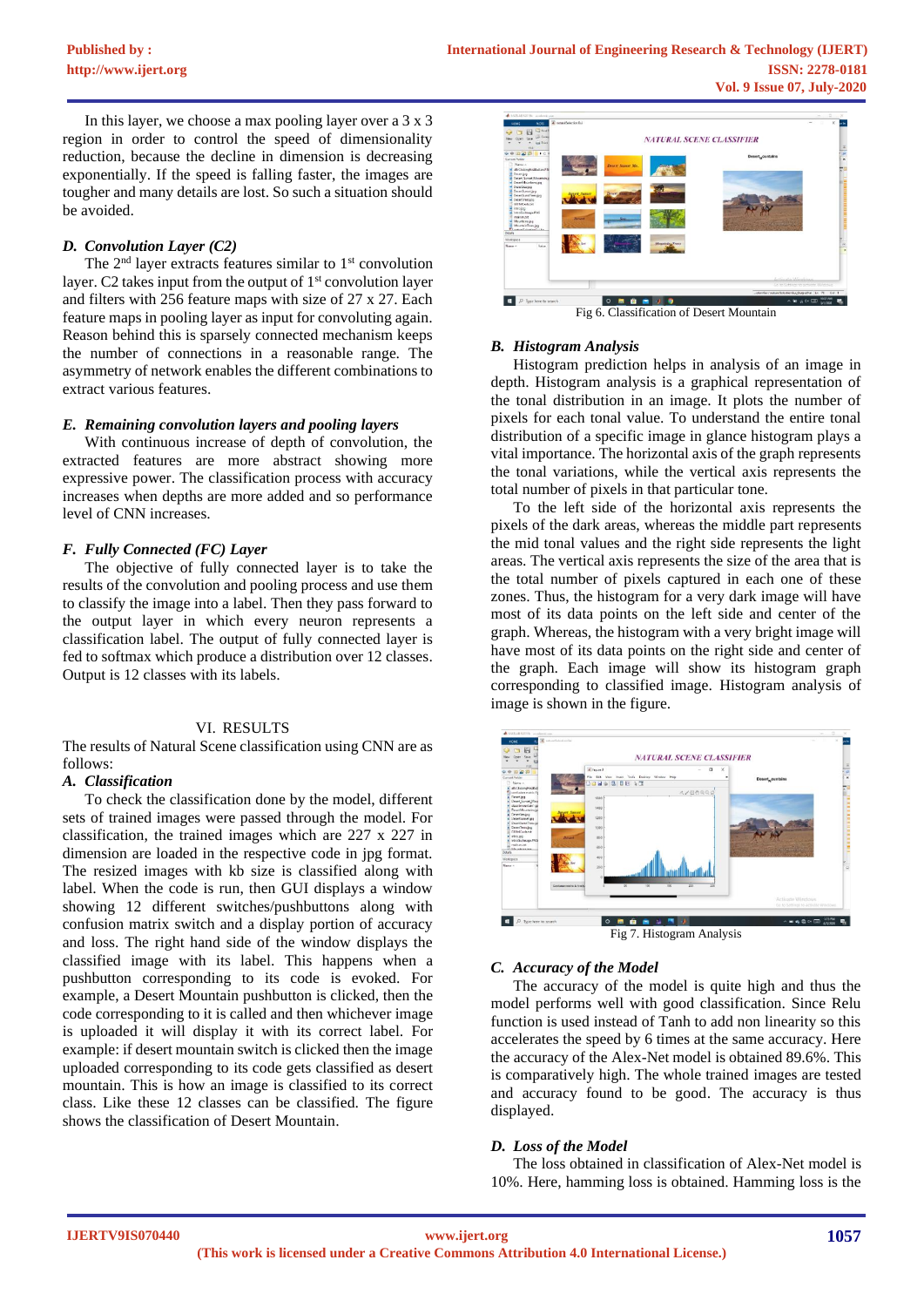In this layer, we choose a max pooling layer over a 3 x 3 region in order to control the speed of dimensionality reduction, because the decline in dimension is decreasing exponentially. If the speed is falling faster, then the images are tougher and many details are lost. So such a situation should be avoided.

### *D. Convolution Layer (C2)*

The 2nd layer extracts features similar to 1st convolution layer. C2 takes input from the output of 1st convolution layer and filters with 256 feature maps with size of 27 x 27. Each feature maps in pooling layer as input for convoluting again. Reason behind this is sparsely connected mechanism keeps the number of connections in a reasonable range. The asymmetry of network enables the different combinations to extract various features.

### *E. Remaining convolution layers and pooling layers*

With continuous increase of depth of convolution, the extracted features are more abstract showing more expressive power. The classification process with accuracy increases when depths are more added and so performance level of CNN increases.

### *F. Fully Connected (FC) Layer*

The objective of fully connected layer is to take the results of the convolution and pooling process and use them to classify the image into a label. Then they pass forward to the output layer in which every neuron represents a classification label. The output of fully connected layer is fed to softmax which produce a distribution over 12 classes. Output is 12 classes with its labels.

## VI. RESULTS

The results of Natural Scene classification using CNN are as follows:

### *A. Classification*

To check the classification done by the model, different sets of trained images were passed through the model. For classification, the trained images which are 227 x 227 in dimension are loaded in the respective code in jpg format. The resized images with kb size is classified along with label. When the code is run, then GUI displays a window showing 12 different switches/pushbuttons along with confusion matrix switch and a display portion of accuracy and loss. The right hand side of the window displays the classified image with its label. This happens when a pushbutton corresponding to its code is evoked. For example, a Desert Mountain pushbutton is clicked, then the code corresponding to it is called and then whichever image is uploaded it will display it with its correct label. For example: if desert mountain switch is clicked then the image uploaded corresponding to its code gets classified as desert mountain. This is how an image is classified to its correct class. Like these 12 classes can be classified. The figure shows the classification of Desert Mountain.

Fig 6. Classification of Desert Mountain

### *B. Histogram Analysis*

Histogram prediction helps in analysis of an image in depth. Histogram analysis is a graphical representation of the tonal distribution in an image. It plots the number of pixels for each tonal value. To understand the entire tonal distribution of a specific image in glance histogram plays a vital importance. The horizontal axis of the graph represents the tonal variations, while the vertical axis represents the total number of pixels in that particular tone.

To the left side of the horizontal axis represents the pixels of the dark areas, whereas the middle part represents the mid tonal values and the right side represents the light areas. The vertical axis represents the size of the area that is the total number of pixels captured in each one of these zones. Thus, the histogram for a very dark image will have most of its data points on the left side and center of the graph. Whereas, the histogram with a very bright image will have most of its data points on the right side and center of the graph. Each image will show its histogram graph corresponding to classified image. Histogram analysis of image is shown in the figure.

Fig 7. Histogram Analysis

### *C. Accuracy of the Model*

The accuracy of the model is quite high and thus the model performs well with good classification. Since Relu function is used instead of Tanh to add non linearity so this accelerates the speed by 6 times at the same accuracy. Here the accuracy of the Alex-Net model is obtained 89.6%. This is comparatively high. The whole trained images are tested and accuracy found to be good. The accuracy is thus displayed.

### *D. Loss of the Model*

The loss obtained in classification of Alex-Net model is 10%. Here, hamming loss is obtained. Hamming loss is the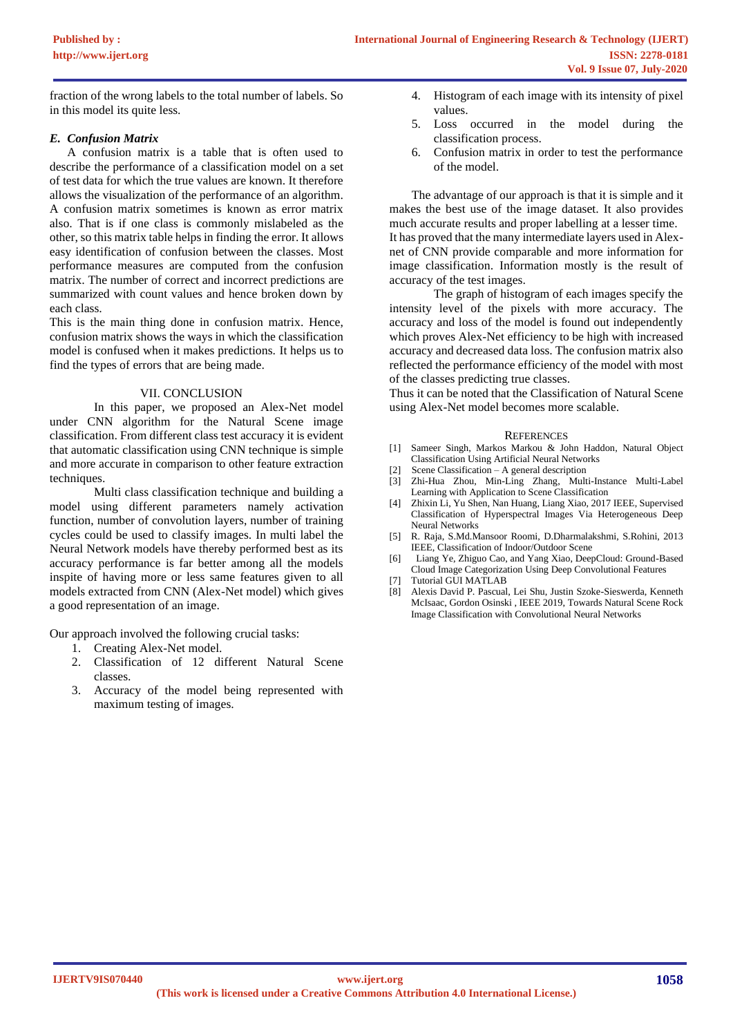fraction of the wrong labels to the total number of labels. So in this model its quite less.

### *E. Confusion Matrix*

A confusion matrix is a table that is often used to describe the performance of a classification model on a set of test data for which the true values are known. It therefore allows the visualization of the performance of an algorithm. A confusion matrix sometimes is known as error matrix also. That is if one class is commonly mislabeled as the other, so this matrix table helps in finding the error. It allows easy identification of confusion between the classes. Most performance measures are computed from the confusion matrix. The number of correct and incorrect predictions are summarized with count values and hence broken down by each class.

This is the main thing done in confusion matrix. Hence, confusion matrix shows the ways in which the classification model is confused when it makes predictions. It helps us to find the types of errors that are being made.

## VII. CONCLUSION

In this paper, we proposed an Alex-Net model under CNN algorithm for the Natural Scene image classification. From different class test accuracy it is evident that automatic classification using CNN technique is simple and more accurate in comparison to other feature extraction techniques.

Multi class classification technique and building a model using different parameters namely activation function, number of convolution layers, number of training cycles could be used to classify images. In multi label the Neural Network models have thereby performed best as its accuracy performance is far better among all the models inspite of having more or less same features given to all models extracted from CNN (Alex-Net model) which gives a good representation of an image.

Our approach involved the following crucial tasks:

1. Creating Alex-Net model.
2. Classification of 12 different Natural Scene classes.
3. Accuracy of the model being represented with maximum testing of images.
4. Histogram of each image with its intensity of pixel values.
5. Loss occurred in the model during the classification process.
6. Confusion matrix in order to test the performance of the model.

The advantage of our approach is that it is simple and it makes the best use of the image dataset. It also provides much accurate results and proper labelling at a lesser time.

It has proved that the many intermediate layers used in Alex-net of CNN provide comparable and more information for image classification. Information mostly is the result of accuracy of the test images.

The graph of histogram of each images specify the intensity level of the pixels with more accuracy. The accuracy and loss of the model is found out independently which proves Alex-Net efficiency to be high with increased accuracy and decreased data loss. The confusion matrix also reflected the performance efficiency of the model with most of the classes predicting true classes.

Thus it can be noted that the Classification of Natural Scene using Alex-Net model becomes more scalable.

## REFERENCES

[1] Sameer Singh, Markos Markou & John Haddon, Natural Object Classification Using Artificial Neural Networks

[2] Scene Classification – A general description

[3] Zhi-Hua Zhou, Min-Ling Zhang, Multi-Instance Multi-Label Learning with Application to Scene Classification

[4] Zhixin Li, Yu Shen, Nan Huang, Liang Xiao, 2017 IEEE, Supervised Classification of Hyperspectral Images Via Heterogeneous Deep Neural Networks

[5] R. Raja, S.Md.Mansoor Roomi, D.Dharmalakshmi, S.Rohini, 2013 IEEE, Classification of Indoor/Outdoor Scene

[6] Liang Ye, Zhiguo Cao, and Yang Xiao, DeepCloud: Ground-Based Cloud Image Categorization Using Deep Convolutional Features

[7] Tutorial GUI MATLAB

[8] Alexis David P. Pascual, Lei Shu, Justin Szoke-Sieswerda, Kenneth McIsaac, Gordon Osinski , IEEE 2019, Towards Natural Scene Rock Image Classification with Convolutional Neural Networks